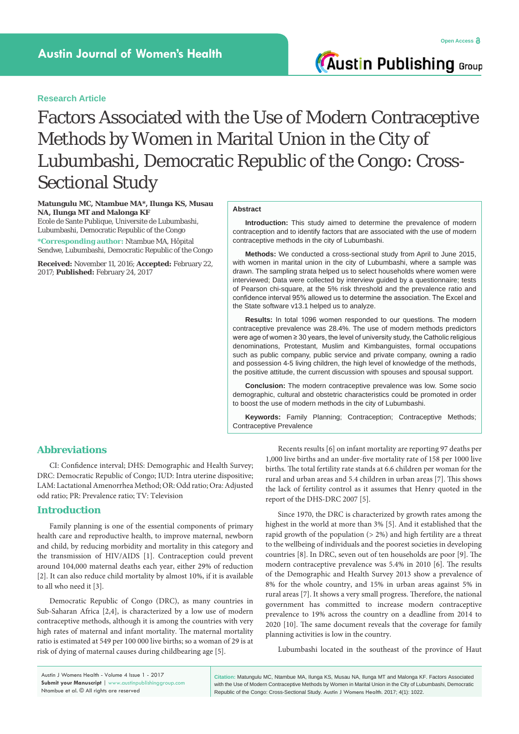Research Article

# Factors Associated with the Use of Modern Contraceptive Methods by Women in Marital Union in the City of Lubumbashi, Democratic Republic of the Congo: Cross-Sectional Study

**Matungulu MC, Ntambue MA\*, Ilunga KS, Musau NA, Ilunga MT and Malonga KF**

Ecole de Sante Publique, Universite de Lubumbashi, Lubumbashi, Democratic Republic of the Congo

**\*Corresponding author:** Ntambue MA, Hôpital Sendwe, Lubumbashi, Democratic Republic of the Congo

**Received:** November 11, 2016; **Accepted:** February 22, 2017; **Published:** February 24, 2017

## Abstract

**Introduction:** This study aimed to determine the prevalence of modern contraception and to identify factors that are associated with the use of modern contraceptive methods in the city of Lubumbashi.

**Methods:** We conducted a cross-sectional study from April to June 2015, with women in marital union in the city of Lubumbashi, where a sample was drawn. The sampling strata helped us to select households where women were interviewed; Data were collected by interview guided by a questionnaire; tests of Pearson chi-square, at the 5% risk threshold and the prevalence ratio and confidence interval 95% allowed us to determine the association. The Excel and the State software v13.1 helped us to analyze.

**Results:** In total 1096 women responded to our questions. The modern contraceptive prevalence was 28.4%. The use of modern methods predictors were age of women ≥ 30 years, the level of university study, the Catholic religious denominations, Protestant, Muslim and Kimbanguistes, formal occupations such as public company, public service and private company, owning a radio and possession 4-5 living children, the high level of knowledge of the methods, the positive attitude, the current discussion with spouses and spousal support.

**Conclusion:** The modern contraceptive prevalence was low. Some socio demographic, cultural and obstetric characteristics could be promoted in order to boost the use of modern methods in the city of Lubumbashi.

**Keywords:** Family Planning; Contraception; Contraceptive Methods; Contraceptive Prevalence

## Abbreviations

CI: Confidence interval; DHS: Demographic and Health Survey; DRC: Democratic Republic of Congo; IUD: Intra uterine dispositive; LAM: Lactational Amenorrhea Method; OR: Odd ratio; Ora: Adjusted odd ratio; PR: Prevalence ratio; TV: Television

## Introduction

Family planning is one of the essential components of primary health care and reproductive health, to improve maternal, newborn and child, by reducing morbidity and mortality in this category and the transmission of HIV/AIDS [1]. Contraception could prevent around 104,000 maternal deaths each year, either 29% of reduction [2]. It can also reduce child mortality by almost 10%, if it is available to all who need it [3].

Democratic Republic of Congo (DRC), as many countries in Sub-Saharan Africa [2,4], is characterized by a low use of modern contraceptive methods, although it is among the countries with very high rates of maternal and infant mortality. The maternal mortality ratio is estimated at 549 per 100 000 live births; so a woman of 29 is at risk of dying of maternal causes during childbearing age [5].

Recents results [6] on infant mortality are reporting 97 deaths per 1,000 live births and an under-five mortality rate of 158 per 1000 live births. The total fertility rate stands at 6.6 children per woman for the rural and urban areas and 5.4 children in urban areas [7]. This shows the lack of fertility control as it assumes that Henry quoted in the report of the DHS-DRC 2007 [5].

Since 1970, the DRC is characterized by growth rates among the highest in the world at more than 3% [5]. And it established that the rapid growth of the population (> 2%) and high fertility are a threat to the wellbeing of individuals and the poorest societies in developing countries [8]. In DRC, seven out of ten households are poor [9]. The modern contraceptive prevalence was 5.4% in 2010 [6]. The results of the Demographic and Health Survey 2013 show a prevalence of 8% for the whole country, and 15% in urban areas against 5% in rural areas [7]. It shows a very small progress. Therefore, the national government has committed to increase modern contraceptive prevalence to 19% across the country on a deadline from 2014 to 2020 [10]. The same document reveals that the coverage for family planning activities is low in the country.

Lubumbashi located in the southeast of the province of Haut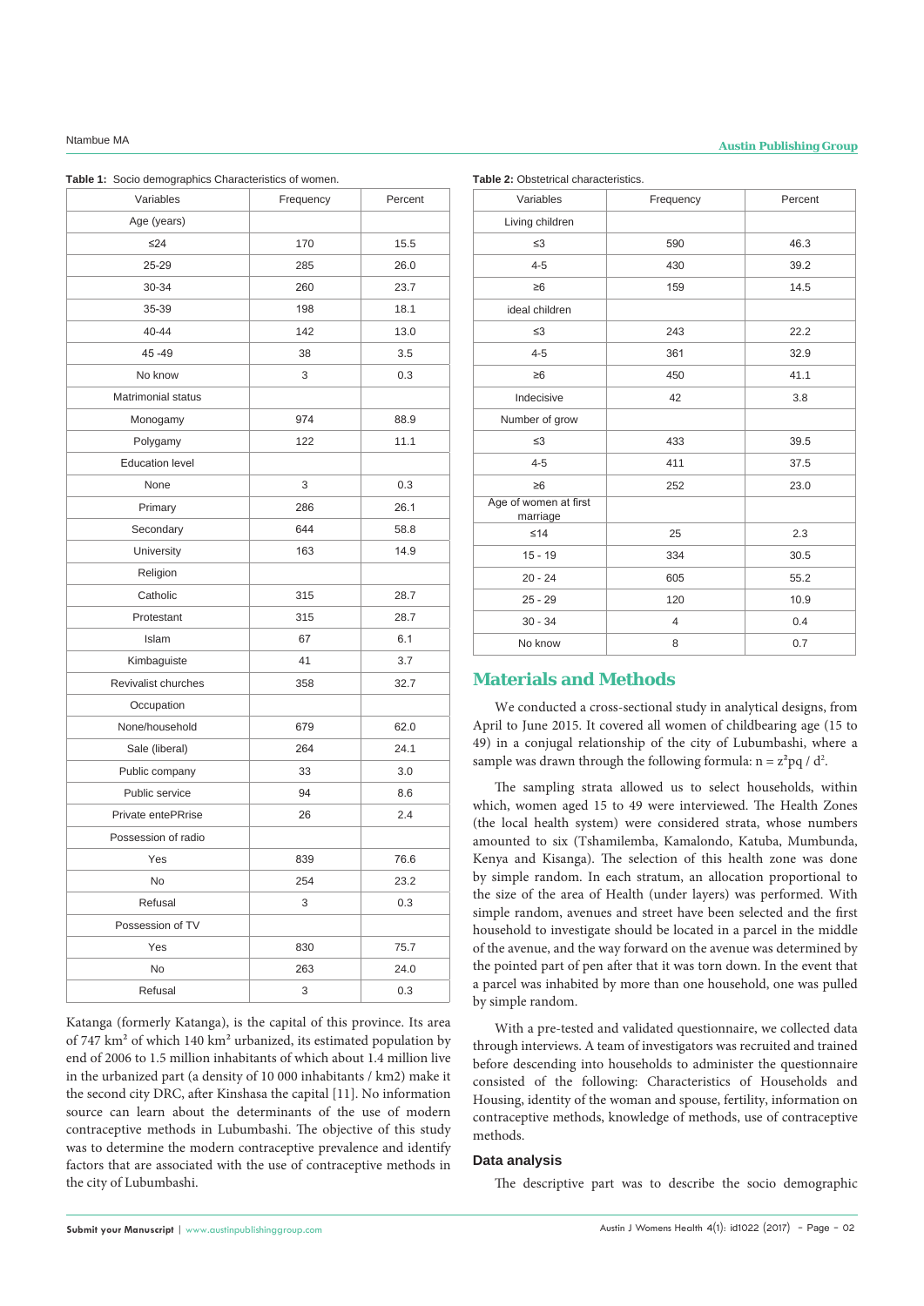**Table 1:** Socio demographics Characteristics of women.

| Variables | Frequency | Percent |
|---|---|---|
| Age (years) | | |
| ≤24 | 170 | 15.5 |
| 25-29 | 285 | 26.0 |
| 30-34 | 260 | 23.7 |
| 35-39 | 198 | 18.1 |
| 40-44 | 142 | 13.0 |
| 45 -49 | 38 | 3.5 |
| No know | 3 | 0.3 |
| Matrimonial status | | |
| Monogamy | 974 | 88.9 |
| Polygamy | 122 | 11.1 |
| Education level | | |
| None | 3 | 0.3 |
| Primary | 286 | 26.1 |
| Secondary | 644 | 58.8 |
| University | 163 | 14.9 |
| Religion | | |
| Catholic | 315 | 28.7 |
| Protestant | 315 | 28.7 |
| Islam | 67 | 6.1 |
| Kimbaguiste | 41 | 3.7 |
| Revivalist churches | 358 | 32.7 |
| Occupation | | |
| None/household | 679 | 62.0 |
| Sale (liberal) | 264 | 24.1 |
| Public company | 33 | 3.0 |
| Public service | 94 | 8.6 |
| Private entePRrise | 26 | 2.4 |
| Possession of radio | | |
| Yes | 839 | 76.6 |
| No | 254 | 23.2 |
| Refusal | 3 | 0.3 |
| Possession of TV | | |
| Yes | 830 | 75.7 |
| No | 263 | 24.0 |
| Refusal | 3 | 0.3 |

Katanga (formerly Katanga), is the capital of this province. Its area of 747 km² of which 140 km² urbanized, its estimated population by end of 2006 to 1.5 million inhabitants of which about 1.4 million live in the urbanized part (a density of 10 000 inhabitants / km2) make it the second city DRC, after Kinshasa the capital [11]. No information source can learn about the determinants of the use of modern contraceptive methods in Lubumbashi. The objective of this study was to determine the modern contraceptive prevalence and identify factors that are associated with the use of contraceptive methods in the city of Lubumbashi.

**Table 2:** Obstetrical characteristics.

| Variables | Frequency | Percent |
|---|---|---|
| Living children | | |
| ≤3 | 590 | 46.3 |
| 4-5 | 430 | 39.2 |
| ≥6 | 159 | 14.5 |
| ideal children | | |
| ≤3 | 243 | 22.2 |
| 4-5 | 361 | 32.9 |
| ≥6 | 450 | 41.1 |
| Indecisive | 42 | 3.8 |
| Number of grow | | |
| ≤3 | 433 | 39.5 |
| 4-5 | 411 | 37.5 |
| ≥6 | 252 | 23.0 |
| Age of women at first marriage | | |
| ≤14 | 25 | 2.3 |
| 15 - 19 | 334 | 30.5 |
| 20 - 24 | 605 | 55.2 |
| 25 - 29 | 120 | 10.9 |
| 30 - 34 | 4 | 0.4 |
| No know | 8 | 0.7 |

## Materials and Methods

We conducted a cross-sectional study in analytical designs, from April to June 2015. It covered all women of childbearing age (15 to 49) in a conjugal relationship of the city of Lubumbashi, where a sample was drawn through the following formula: $n = z^2pq / d^2$.

The sampling strata allowed us to select households, within which, women aged 15 to 49 were interviewed. The Health Zones (the local health system) were considered strata, whose numbers amounted to six (Tshamilemba, Kamalondo, Katuba, Mumbunda, Kenya and Kisanga). The selection of this health zone was done by simple random. In each stratum, an allocation proportional to the size of the area of Health (under layers) was performed. With simple random, avenues and street have been selected and the first household to investigate should be located in a parcel in the middle of the avenue, and the way forward on the avenue was determined by the pointed part of pen after that it was torn down. In the event that a parcel was inhabited by more than one household, one was pulled by simple random.

With a pre-tested and validated questionnaire, we collected data through interviews. A team of investigators was recruited and trained before descending into households to administer the questionnaire consisted of the following: Characteristics of Households and Housing, identity of the woman and spouse, fertility, information on contraceptive methods, knowledge of methods, use of contraceptive methods.

### Data analysis

The descriptive part was to describe the socio demographic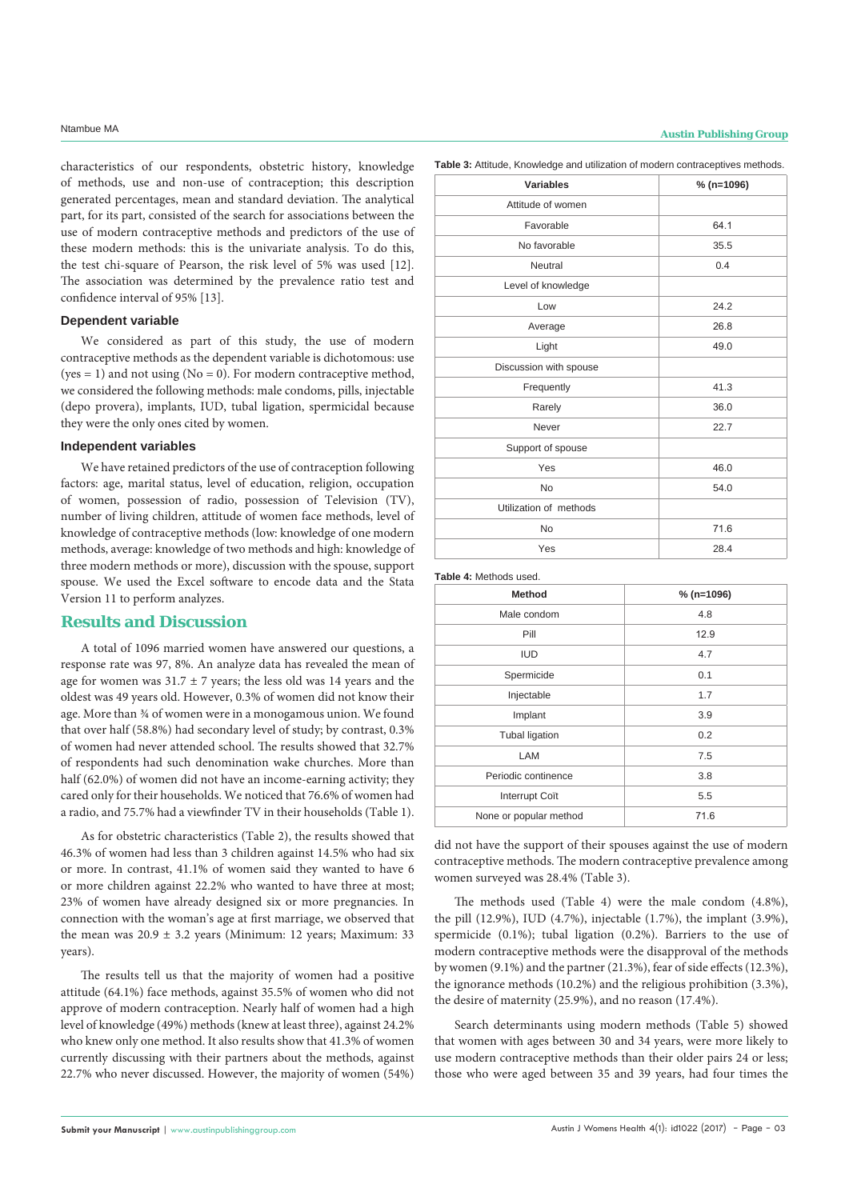characteristics of our respondents, obstetric history, knowledge of methods, use and non-use of contraception; this description generated percentages, mean and standard deviation. The analytical part, for its part, consisted of the search for associations between the use of modern contraceptive methods and predictors of the use of these modern methods: this is the univariate analysis. To do this, the test chi-square of Pearson, the risk level of 5% was used [12]. The association was determined by the prevalence ratio test and confidence interval of 95% [13].

### Dependent variable

We considered as part of this study, the use of modern contraceptive methods as the dependent variable is dichotomous: use (yes = 1) and not using (No = 0). For modern contraceptive method, we considered the following methods: male condoms, pills, injectable (depo provera), implants, IUD, tubal ligation, spermicidal because they were the only ones cited by women.

### Independent variables

We have retained predictors of the use of contraception following factors: age, marital status, level of education, religion, occupation of women, possession of radio, possession of Television (TV), number of living children, attitude of women face methods, level of knowledge of contraceptive methods (low: knowledge of one modern methods, average: knowledge of two methods and high: knowledge of three modern methods or more), discussion with the spouse, support spouse. We used the Excel software to encode data and the Stata Version 11 to perform analyzes.

## Results and Discussion

A total of 1096 married women have answered our questions, a response rate was 97, 8%. An analyze data has revealed the mean of age for women was 31.7 ± 7 years; the less old was 14 years and the oldest was 49 years old. However, 0.3% of women did not know their age. More than ¾ of women were in a monogamous union. We found that over half (58.8%) had secondary level of study; by contrast, 0.3% of women had never attended school. The results showed that 32.7% of respondents had such denomination wake churches. More than half (62.0%) of women did not have an income-earning activity; they cared only for their households. We noticed that 76.6% of women had a radio, and 75.7% had a viewfinder TV in their households (Table 1).

As for obstetric characteristics (Table 2), the results showed that 46.3% of women had less than 3 children against 14.5% who had six or more. In contrast, 41.1% of women said they wanted to have 6 or more children against 22.2% who wanted to have three at most; 23% of women have already designed six or more pregnancies. In connection with the woman's age at first marriage, we observed that the mean was 20.9 ± 3.2 years (Minimum: 12 years; Maximum: 33 years).

The results tell us that the majority of women had a positive attitude (64.1%) face methods, against 35.5% of women who did not approve of modern contraception. Nearly half of women had a high level of knowledge (49%) methods (knew at least three), against 24.2% who knew only one method. It also results show that 41.3% of women currently discussing with their partners about the methods, against 22.7% who never discussed. However, the majority of women (54%) did not have the support of their spouses against the use of modern contraceptive methods. The modern contraceptive prevalence among women surveyed was 28.4% (Table 3).

**Table 3:** Attitude, Knowledge and utilization of modern contraceptives methods.

| Variables | % (n=1096) |
|---|---|
| Attitude of women | |
| Favorable | 64.1 |
| No favorable | 35.5 |
| Neutral | 0.4 |
| Level of knowledge | |
| Low | 24.2 |
| Average | 26.8 |
| Light | 49.0 |
| Discussion with spouse | |
| Frequently | 41.3 |
| Rarely | 36.0 |
| Never | 22.7 |
| Support of spouse | |
| Yes | 46.0 |
| No | 54.0 |
| Utilization of methods | |
| No | 71.6 |
| Yes | 28.4 |

**Table 4:** Methods used.

| Method | % (n=1096) |
|---|---|
| Male condom | 4.8 |
| Pill | 12.9 |
| IUD | 4.7 |
| Spermicide | 0.1 |
| Injectable | 1.7 |
| Implant | 3.9 |
| Tubal ligation | 0.2 |
| LAM | 7.5 |
| Periodic continence | 3.8 |
| Interrupt Coït | 5.5 |
| None or popular method | 71.6 |

The methods used (Table 4) were the male condom (4.8%), the pill (12.9%), IUD (4.7%), injectable (1.7%), the implant (3.9%), spermicide (0.1%); tubal ligation (0.2%). Barriers to the use of modern contraceptive methods were the disapproval of the methods by women (9.1%) and the partner (21.3%), fear of side effects (12.3%), the ignorance methods (10.2%) and the religious prohibition (3.3%), the desire of maternity (25.9%), and no reason (17.4%).

Search determinants using modern methods (Table 5) showed that women with ages between 30 and 34 years, were more likely to use modern contraceptive methods than their older pairs 24 or less; those who were aged between 35 and 39 years, had four times the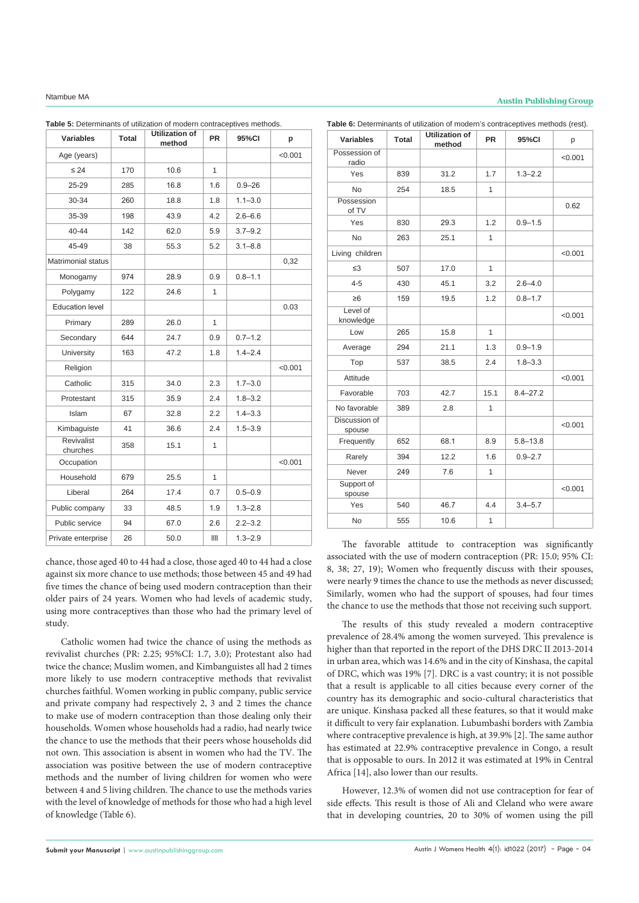**Table 5:** Determinants of utilization of modern contraceptives methods.

| Variables | Total | Utilization of method | PR | 95%CI | p |
|---|---|---|---|---|---|
| Age (years) | | | | | <0.001 |
| ≤ 24 | 170 | 10.6 | 1 | | |
| 25-29 | 285 | 16.8 | 1.6 | 0.9–26 | |
| 30-34 | 260 | 18.8 | 1.8 | 1.1–3.0 | |
| 35-39 | 198 | 43.9 | 4.2 | 2.6–6.6 | |
| 40-44 | 142 | 62.0 | 5.9 | 3.7–9.2 | |
| 45-49 | 38 | 55.3 | 5.2 | 3.1–8.8 | |
| Matrimonial status | | | | | 0,32 |
| Monogamy | 974 | 28.9 | 0.9 | 0.8–1.1 | |
| Polygamy | 122 | 24.6 | 1 | | |
| Education level | | | | | 0.03 |
| Primary | 289 | 26.0 | 1 | | |
| Secondary | 644 | 24.7 | 0.9 | 0.7–1.2 | |
| University | 163 | 47.2 | 1.8 | 1.4–2.4 | |
| Religion | | | | | <0.001 |
| Catholic | 315 | 34.0 | 2.3 | 1.7–3.0 | |
| Protestant | 315 | 35.9 | 2.4 | 1.8–3.2 | |
| Islam | 67 | 32.8 | 2.2 | 1.4–3.3 | |
| Kimbaguiste | 41 | 36.6 | 2.4 | 1.5–3.9 | |
| Revivalist churches | 358 | 15.1 | 1 | | |
| Occupation | | | | | <0.001 |
| Household | 679 | 25.5 | 1 | | |
| Liberal | 264 | 17.4 | 0.7 | 0.5–0.9 | |
| Public company | 33 | 48.5 | 1.9 | 1.3–2.8 | |
| Public service | 94 | 67.0 | 2.6 | 2.2–3.2 | |
| Private enterprise | 26 | 50.0 | IIII | 1.3–2.9 | |

chance, those aged 40 to 44 had a close, those aged 40 to 44 had a close against six more chance to use methods; those between 45 and 49 had five times the chance of being used modern contraception than their older pairs of 24 years. Women who had levels of academic study, using more contraceptives than those who had the primary level of study.

Catholic women had twice the chance of using the methods as revivalist churches (PR: 2.25; 95%CI: 1.7, 3.0); Protestant also had twice the chance; Muslim women, and Kimbanguistes all had 2 times more likely to use modern contraceptive methods that revivalist churches faithful. Women working in public company, public service and private company had respectively 2, 3 and 2 times the chance to make use of modern contraception than those dealing only their households. Women whose households had a radio, had nearly twice the chance to use the methods that their peers whose households did not own. This association is absent in women who had the TV. The association was positive between the use of modern contraceptive methods and the number of living children for women who were between 4 and 5 living children. The chance to use the methods varies with the level of knowledge of methods for those who had a high level of knowledge (Table 6).

**Table 6:** Determinants of utilization of modern's contraceptives methods (rest).

| Variables | Total | Utilization of method | PR | 95%CI | p |
|---|---|---|---|---|---|
| Possession of radio | | | | | <0.001 |
| Yes | 839 | 31.2 | 1.7 | 1.3–2.2 | |
| No | 254 | 18.5 | 1 | | |
| Possession of TV | | | | | 0.62 |
| Yes | 830 | 29.3 | 1.2 | 0.9–1.5 | |
| No | 263 | 25.1 | 1 | | |
| Living children | | | | | <0.001 |
| ≤3 | 507 | 17.0 | 1 | | |
| 4-5 | 430 | 45.1 | 3.2 | 2.6–4.0 | |
| ≥6 | 159 | 19.5 | 1.2 | 0.8–1.7 | |
| Level of knowledge | | | | | <0.001 |
| Low | 265 | 15.8 | 1 | | |
| Average | 294 | 21.1 | 1.3 | 0.9–1.9 | |
| Top | 537 | 38.5 | 2.4 | 1.8–3.3 | |
| Attitude | | | | | <0.001 |
| Favorable | 703 | 42.7 | 15.1 | 8.4–27.2 | |
| No favorable | 389 | 2.8 | 1 | | |
| Discussion of spouse | | | | | <0.001 |
| Frequently | 652 | 68.1 | 8.9 | 5.8–13.8 | |
| Rarely | 394 | 12.2 | 1.6 | 0.9–2.7 | |
| Never | 249 | 7.6 | 1 | | |
| Support of spouse | | | | | <0.001 |
| Yes | 540 | 46.7 | 4.4 | 3.4–5.7 | |
| No | 555 | 10.6 | 1 | | |

The favorable attitude to contraception was significantly associated with the use of modern contraception (PR: 15.0; 95% CI: 8, 38; 27, 19); Women who frequently discuss with their spouses, were nearly 9 times the chance to use the methods as never discussed; Similarly, women who had the support of spouse, had four times the chance to use the methods that those not receiving such support.

The results of this study revealed a modern contraceptive prevalence of 28.4% among the women surveyed. This prevalence is higher than that reported in the report of the DHS DRC II 2013-2014 in urban area, which was 14.6% and in the city of Kinshasa, the capital of DRC, which was 19% [7]. DRC is a vast country; it is not possible that a result is applicable to all cities because every corner of the country has its demographic and socio-cultural characteristics that are unique. Kinshasa packed all these features, so that it would make it difficult to very fair explanation. Lubumbashi borders with Zambia where contraceptive prevalence is high, at 39.9% [2]. The same author has estimated at 22.9% contraceptive prevalence in Congo, a result that is opposable to ours. In 2012 it was estimated at 19% in Central Africa [14], also lower than our results.

However, 12.3% of women did not use contraception for fear of side effects. This result is those of Ali and Cleland who were aware that in developing countries, 20 to 30% of women using the pill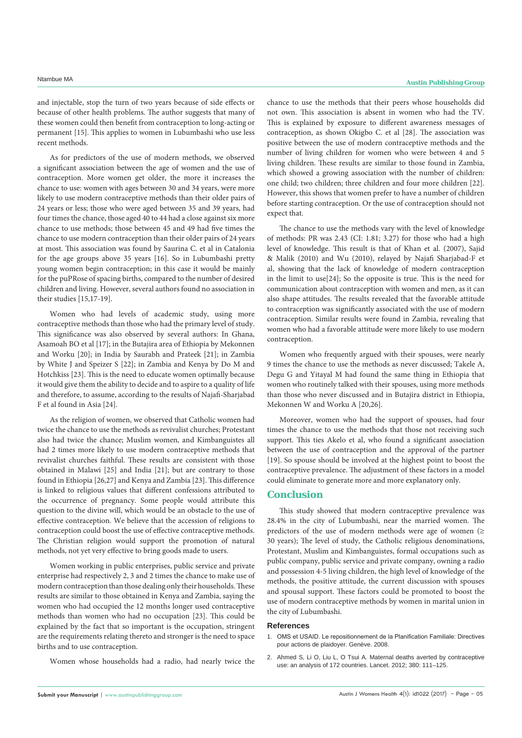and injectable, stop the turn of two years because of side effects or because of other health problems. The author suggests that many of these women could then benefit from contraception to long-acting or permanent [15]. This applies to women in Lubumbashi who use less recent methods.

As for predictors of the use of modern methods, we observed a significant association between the age of women and the use of contraception. More women get older, the more it increases the chance to use: women with ages between 30 and 34 years, were more likely to use modern contraceptive methods than their older pairs of 24 years or less; those who were aged between 35 and 39 years, had four times the chance, those aged 40 to 44 had a close against six more chance to use methods; those between 45 and 49 had five times the chance to use modern contraception than their older pairs of 24 years at most. This association was found by Saurina C. et al in Catalonia for the age groups above 35 years [16]. So in Lubumbashi pretty young women begin contraception; in this case it would be mainly for the puPRose of spacing births, compared to the number of desired children and living. However, several authors found no association in their studies [15,17-19].

Women who had levels of academic study, using more contraceptive methods than those who had the primary level of study. This significance was also observed by several authors: In Ghana, Asamoah BO et al [17]; in the Butajira area of Ethiopia by Mekonnen and Worku [20]; in India by Saurabh and Prateek [21]; in Zambia by White J and Speizer S [22]; in Zambia and Kenya by Do M and Hotchkiss [23]. This is the need to educate women optimally because it would give them the ability to decide and to aspire to a quality of life and therefore, to assume, according to the results of Najafi-Sharjabad F et al found in Asia [24].

As the religion of women, we observed that Catholic women had twice the chance to use the methods as revivalist churches; Protestant also had twice the chance; Muslim women, and Kimbanguistes all had 2 times more likely to use modern contraceptive methods that revivalist churches faithful. These results are consistent with those obtained in Malawi [25] and India [21]; but are contrary to those found in Ethiopia [26,27] and Kenya and Zambia [23]. This difference is linked to religious values that different confessions attributed to the occurrence of pregnancy. Some people would attribute this question to the divine will, which would be an obstacle to the use of effective contraception. We believe that the accession of religions to contraception could boost the use of effective contraceptive methods. The Christian religion would support the promotion of natural methods, not yet very effective to bring goods made to users.

Women working in public enterprises, public service and private enterprise had respectively 2, 3 and 2 times the chance to make use of modern contraception than those dealing only their households. These results are similar to those obtained in Kenya and Zambia, saying the women who had occupied the 12 months longer used contraceptive methods than women who had no occupation [23]. This could be explained by the fact that so important is the occupation, stringent are the requirements relating thereto and stronger is the need to space births and to use contraception.

Women whose households had a radio, had nearly twice the chance to use the methods that their peers whose households did not own. This association is absent in women who had the TV. This is explained by exposure to different awareness messages of contraception, as shown Okigbo C. et al [28]. The association was positive between the use of modern contraceptive methods and the number of living children for women who were between 4 and 5 living children. These results are similar to those found in Zambia, which showed a growing association with the number of children: one child; two children; three children and four more children [22]. However, this shows that women prefer to have a number of children before starting contraception. Or the use of contraception should not expect that.

The chance to use the methods vary with the level of knowledge of methods: PR was 2.43 (CI: 1.81; 3.27) for those who had a high level of knowledge. This result is that of Khan et al. (2007), Sajid & Malik (2010) and Wu (2010), relayed by Najafi Sharjabad-F et al, showing that the lack of knowledge of modern contraception in the limit to use[24]; So the opposite is true. This is the need for communication about contraception with women and men, as it can also shape attitudes. The results revealed that the favorable attitude to contraception was significantly associated with the use of modern contraception. Similar results were found in Zambia, revealing that women who had a favorable attitude were more likely to use modern contraception.

Women who frequently argued with their spouses, were nearly 9 times the chance to use the methods as never discussed; Takele A, Degu G and Yitayal M had found the same thing in Ethiopia that women who routinely talked with their spouses, using more methods than those who never discussed and in Butajira district in Ethiopia, Mekonnen W and Worku A [20,26].

Moreover, women who had the support of spouses, had four times the chance to use the methods that those not receiving such support. This ties Akelo et al, who found a significant association between the use of contraception and the approval of the partner [19]. So spouse should be involved at the highest point to boost the contraceptive prevalence. The adjustment of these factors in a model could eliminate to generate more and more explanatory only.

## Conclusion

This study showed that modern contraceptive prevalence was 28.4% in the city of Lubumbashi, near the married women. The predictors of the use of modern methods were age of women ($\geq$ 30 years); The level of study, the Catholic religious denominations, Protestant, Muslim and Kimbanguistes, formal occupations such as public company, public service and private company, owning a radio and possession 4-5 living children, the high level of knowledge of the methods, the positive attitude, the current discussion with spouses and spousal support. These factors could be promoted to boost the use of modern contraceptive methods by women in marital union in the city of Lubumbashi.

### References

1. OMS et USAID. Le repositionnement de la Planification Familiale: Directives pour actions de plaidoyer. Genève. 2008.

2. Ahmed S, Li O, Liu L, O Tsui A. Maternal deaths averted by contraceptive use: an analysis of 172 countries. Lancet. 2012; 380: 111–125.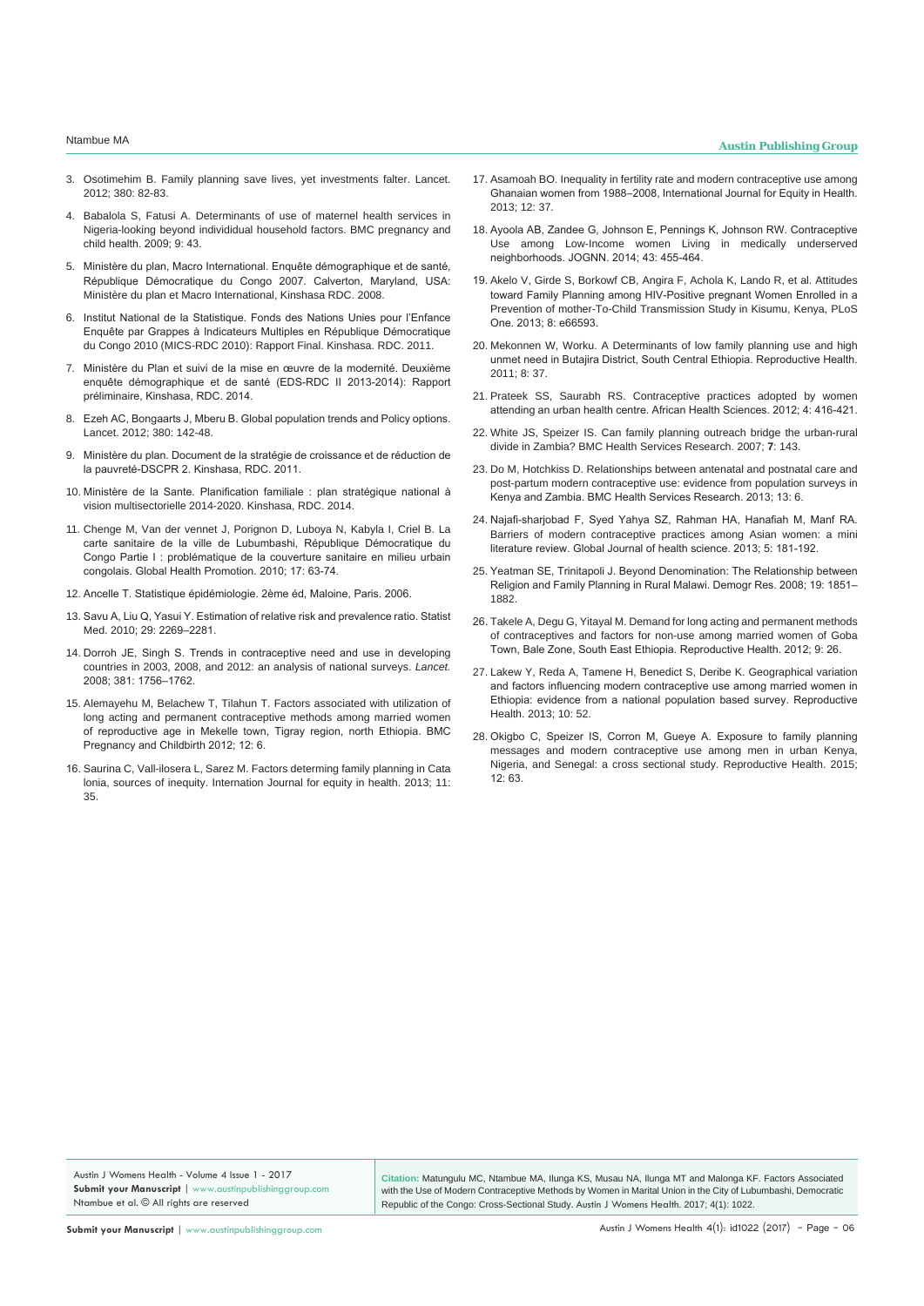3. Osotimehim B. Family planning save lives, yet investments falter. Lancet. 2012; 380: 82-83.

4. Babalola S, Fatusi A. Determinants of use of maternel health services in Nigeria-looking beyond individidual household factors. BMC pregnancy and child health. 2009; 9: 43.

5. Ministère du plan, Macro International. Enquête démographique et de santé, République Démocratique du Congo 2007. Calverton, Maryland, USA: Ministère du plan et Macro International, Kinshasa RDC. 2008.

6. Institut National de la Statistique. Fonds des Nations Unies pour l'Enfance Enquête par Grappes à Indicateurs Multiples en République Démocratique du Congo 2010 (MICS-RDC 2010): Rapport Final. Kinshasa. RDC. 2011.

7. Ministère du Plan et suivi de la mise en œuvre de la modernité. Deuxième enquête démographique et de santé (EDS-RDC II 2013-2014): Rapport préliminaire, Kinshasa, RDC. 2014.

8. Ezeh AC, Bongaarts J, Mberu B. Global population trends and Policy options. Lancet. 2012; 380: 142-48.

9. Ministère du plan. Document de la stratégie de croissance et de réduction de la pauvreté-DSCPR 2. Kinshasa, RDC. 2011.

10. Ministère de la Sante. Planification familiale : plan stratégique national à vision multisectorielle 2014-2020. Kinshasa, RDC. 2014.

11. Chenge M, Van der vennet J, Porignon D, Luboya N, Kabyla I, Criel B. La carte sanitaire de la ville de Lubumbashi, République Démocratique du Congo Partie I : problématique de la couverture sanitaire en milieu urbain congolais. Global Health Promotion. 2010; 17: 63-74.

12. Ancelle T. Statistique épidémiologie. 2ème éd, Maloine, Paris. 2006.

13. Savu A, Liu Q, Yasui Y. Estimation of relative risk and prevalence ratio. Statist Med. 2010; 29: 2269–2281.

14. Dorroh JE, Singh S. Trends in contraceptive need and use in developing countries in 2003, 2008, and 2012: an analysis of national surveys. *Lancet.* 2008; 381: 1756–1762.

15. Alemayehu M, Belachew T, Tilahun T. Factors associated with utilization of long acting and permanent contraceptive methods among married women of reproductive age in Mekelle town, Tigray region, north Ethiopia. BMC Pregnancy and Childbirth 2012; 12: 6.

16. Saurina C, Vall-ilosera L, Sarez M. Factors determing family planning in Cata lonia, sources of inequity. Internation Journal for equity in health. 2013; 11: 35.

17. Asamoah BO. Inequality in fertility rate and modern contraceptive use among Ghanaian women from 1988–2008, International Journal for Equity in Health. 2013; 12: 37.

18. Ayoola AB, Zandee G, Johnson E, Pennings K, Johnson RW. Contraceptive Use among Low-Income women Living in medically underserved neighborhoods. JOGNN. 2014; 43: 455-464.

19. Akelo V, Girde S, Borkowf CB, Angira F, Achola K, Lando R, et al. Attitudes toward Family Planning among HIV-Positive pregnant Women Enrolled in a Prevention of mother-To-Child Transmission Study in Kisumu, Kenya, PLoS One. 2013; 8: e66593.

20. Mekonnen W, Worku. A Determinants of low family planning use and high unmet need in Butajira District, South Central Ethiopia. Reproductive Health. 2011; 8: 37.

21. Prateek SS, Saurabh RS. Contraceptive practices adopted by women attending an urban health centre. African Health Sciences. 2012; 4: 416-421.

22. White JS, Speizer IS. Can family planning outreach bridge the urban-rural divide in Zambia? BMC Health Services Research. 2007; **7**: 143.

23. Do M, Hotchkiss D. Relationships between antenatal and postnatal care and post-partum modern contraceptive use: evidence from population surveys in Kenya and Zambia. BMC Health Services Research. 2013; 13: 6.

24. Najafi-sharjobad F, Syed Yahya SZ, Rahman HA, Hanafiah M, Manf RA. Barriers of modern contraceptive practices among Asian women: a mini literature review. Global Journal of health science. 2013; 5: 181-192.

25. Yeatman SE, Trinitapoli J. Beyond Denomination: The Relationship between Religion and Family Planning in Rural Malawi. Demogr Res. 2008; 19: 1851–1882.

26. Takele A, Degu G, Yitayal M. Demand for long acting and permanent methods of contraceptives and factors for non-use among married women of Goba Town, Bale Zone, South East Ethiopia. Reproductive Health. 2012; 9: 26.

27. Lakew Y, Reda A, Tamene H, Benedict S, Deribe K. Geographical variation and factors influencing modern contraceptive use among married women in Ethiopia: evidence from a national population based survey. Reproductive Health. 2013; 10: 52.

28. Okigbo C, Speizer IS, Corron M, Gueye A. Exposure to family planning messages and modern contraceptive use among men in urban Kenya, Nigeria, and Senegal: a cross sectional study. Reproductive Health. 2015; 12: 63.

Citation: Matungulu MC, Ntambue MA, Ilunga KS, Musau NA, Ilunga MT and Malonga KF. Factors Associated with the Use of Modern Contraceptive Methods by Women in Marital Union in the City of Lubumbashi, Democratic Republic of the Congo: Cross-Sectional Study. Austin J Womens Health. 2017; 4(1): 1022.